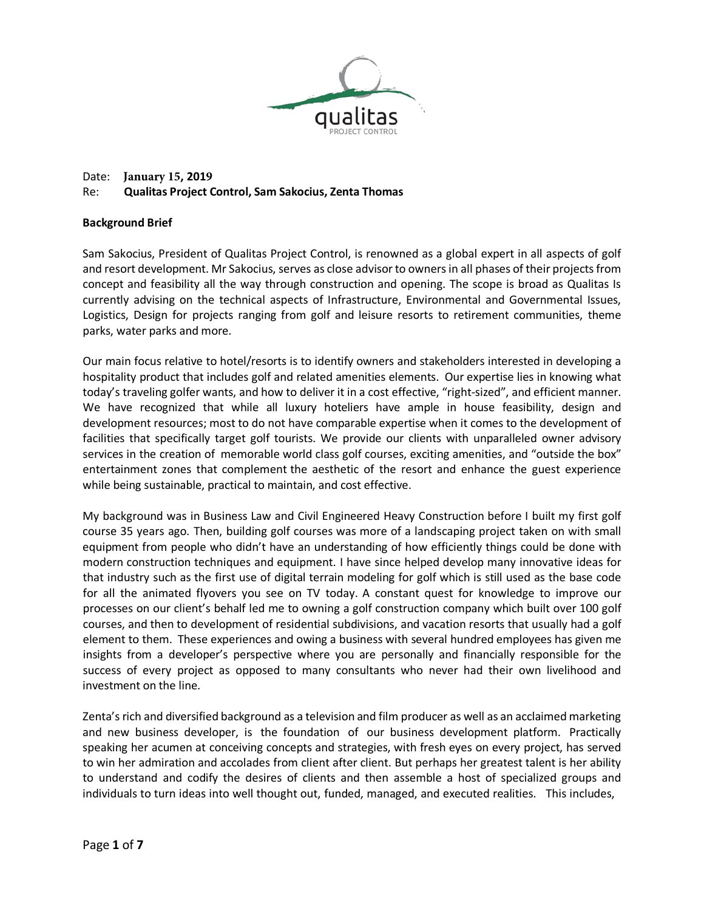Date: **January 15, 2019**
Re: **Qualitas Project Control, Sam Sakocius, Zenta Thomas**

**Background Brief**

Sam Sakocius, President of Qualitas Project Control, is renowned as a global expert in all aspects of golf and resort development. Mr Sakocius, serves as close advisor to owners in all phases of their projects from concept and feasibility all the way through construction and opening. The scope is broad as Qualitas Is currently advising on the technical aspects of Infrastructure, Environmental and Governmental Issues, Logistics, Design for projects ranging from golf and leisure resorts to retirement communities, theme parks, water parks and more.

Our main focus relative to hotel/resorts is to identify owners and stakeholders interested in developing a hospitality product that includes golf and related amenities elements. Our expertise lies in knowing what today's traveling golfer wants, and how to deliver it in a cost effective, "right-sized", and efficient manner. We have recognized that while all luxury hoteliers have ample in house feasibility, design and development resources; most to do not have comparable expertise when it comes to the development of facilities that specifically target golf tourists. We provide our clients with unparalleled owner advisory services in the creation of memorable world class golf courses, exciting amenities, and "outside the box" entertainment zones that complement the aesthetic of the resort and enhance the guest experience while being sustainable, practical to maintain, and cost effective.

My background was in Business Law and Civil Engineered Heavy Construction before I built my first golf course 35 years ago. Then, building golf courses was more of a landscaping project taken on with small equipment from people who didn't have an understanding of how efficiently things could be done with modern construction techniques and equipment. I have since helped develop many innovative ideas for that industry such as the first use of digital terrain modeling for golf which is still used as the base code for all the animated flyovers you see on TV today. A constant quest for knowledge to improve our processes on our client's behalf led me to owning a golf construction company which built over 100 golf courses, and then to development of residential subdivisions, and vacation resorts that usually had a golf element to them. These experiences and owing a business with several hundred employees has given me insights from a developer's perspective where you are personally and financially responsible for the success of every project as opposed to many consultants who never had their own livelihood and investment on the line.

Zenta's rich and diversified background as a television and film producer as well as an acclaimed marketing and new business developer, is the foundation of our business development platform. Practically speaking her acumen at conceiving concepts and strategies, with fresh eyes on every project, has served to win her admiration and accolades from client after client. But perhaps her greatest talent is her ability to understand and codify the desires of clients and then assemble a host of specialized groups and individuals to turn ideas into well thought out, funded, managed, and executed realities. This includes,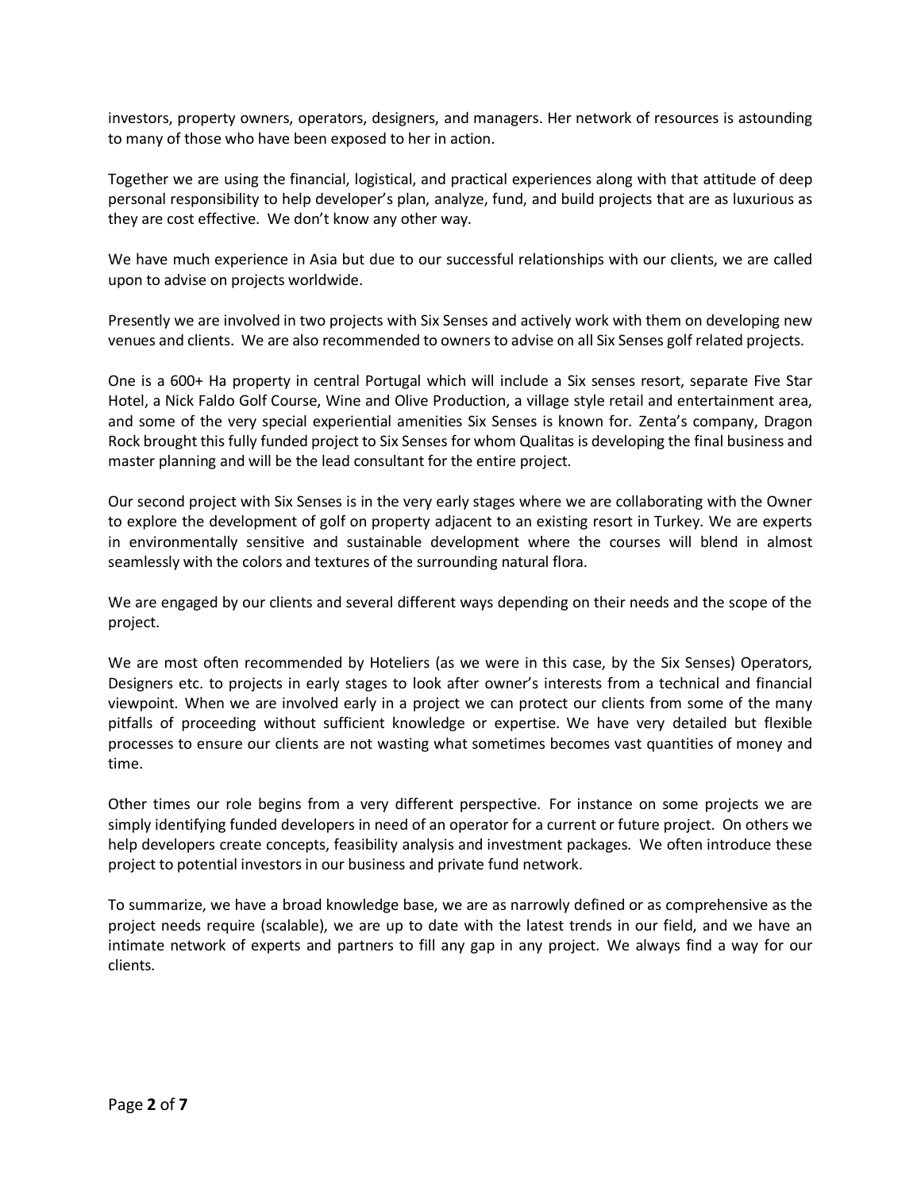investors, property owners, operators, designers, and managers. Her network of resources is astounding to many of those who have been exposed to her in action.

Together we are using the financial, logistical, and practical experiences along with that attitude of deep personal responsibility to help developer's plan, analyze, fund, and build projects that are as luxurious as they are cost effective. We don't know any other way.

We have much experience in Asia but due to our successful relationships with our clients, we are called upon to advise on projects worldwide.

Presently we are involved in two projects with Six Senses and actively work with them on developing new venues and clients. We are also recommended to owners to advise on all Six Senses golf related projects.

One is a 600+ Ha property in central Portugal which will include a Six senses resort, separate Five Star Hotel, a Nick Faldo Golf Course, Wine and Olive Production, a village style retail and entertainment area, and some of the very special experiential amenities Six Senses is known for. Zenta's company, Dragon Rock brought this fully funded project to Six Senses for whom Qualitas is developing the final business and master planning and will be the lead consultant for the entire project.

Our second project with Six Senses is in the very early stages where we are collaborating with the Owner to explore the development of golf on property adjacent to an existing resort in Turkey. We are experts in environmentally sensitive and sustainable development where the courses will blend in almost seamlessly with the colors and textures of the surrounding natural flora.

We are engaged by our clients and several different ways depending on their needs and the scope of the project.

We are most often recommended by Hoteliers (as we were in this case, by the Six Senses) Operators, Designers etc. to projects in early stages to look after owner's interests from a technical and financial viewpoint. When we are involved early in a project we can protect our clients from some of the many pitfalls of proceeding without sufficient knowledge or expertise. We have very detailed but flexible processes to ensure our clients are not wasting what sometimes becomes vast quantities of money and time.

Other times our role begins from a very different perspective. For instance on some projects we are simply identifying funded developers in need of an operator for a current or future project. On others we help developers create concepts, feasibility analysis and investment packages. We often introduce these project to potential investors in our business and private fund network.

To summarize, we have a broad knowledge base, we are as narrowly defined or as comprehensive as the project needs require (scalable), we are up to date with the latest trends in our field, and we have an intimate network of experts and partners to fill any gap in any project. We always find a way for our clients.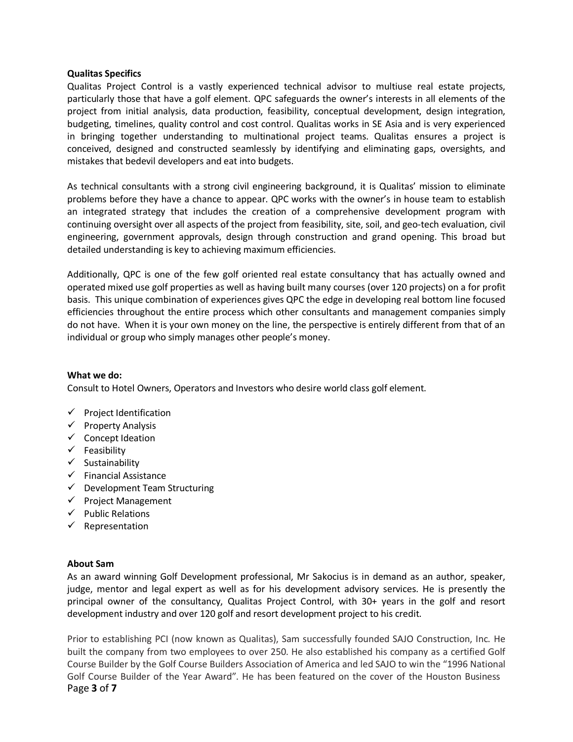**Qualitas Specifics**

Qualitas Project Control is a vastly experienced technical advisor to multiuse real estate projects, particularly those that have a golf element. QPC safeguards the owner's interests in all elements of the project from initial analysis, data production, feasibility, conceptual development, design integration, budgeting, timelines, quality control and cost control. Qualitas works in SE Asia and is very experienced in bringing together understanding to multinational project teams. Qualitas ensures a project is conceived, designed and constructed seamlessly by identifying and eliminating gaps, oversights, and mistakes that bedevil developers and eat into budgets.

As technical consultants with a strong civil engineering background, it is Qualitas' mission to eliminate problems before they have a chance to appear. QPC works with the owner's in house team to establish an integrated strategy that includes the creation of a comprehensive development program with continuing oversight over all aspects of the project from feasibility, site, soil, and geo-tech evaluation, civil engineering, government approvals, design through construction and grand opening. This broad but detailed understanding is key to achieving maximum efficiencies.

Additionally, QPC is one of the few golf oriented real estate consultancy that has actually owned and operated mixed use golf properties as well as having built many courses (over 120 projects) on a for profit basis. This unique combination of experiences gives QPC the edge in developing real bottom line focused efficiencies throughout the entire process which other consultants and management companies simply do not have. When it is your own money on the line, the perspective is entirely different from that of an individual or group who simply manages other people's money.

**What we do:**

Consult to Hotel Owners, Operators and Investors who desire world class golf element.

- ✓ Project Identification
- ✓ Property Analysis
- ✓ Concept Ideation
- ✓ Feasibility
- ✓ Sustainability
- ✓ Financial Assistance
- ✓ Development Team Structuring
- ✓ Project Management
- ✓ Public Relations
- ✓ Representation

**About Sam**

As an award winning Golf Development professional, Mr Sakocius is in demand as an author, speaker, judge, mentor and legal expert as well as for his development advisory services. He is presently the principal owner of the consultancy, Qualitas Project Control, with 30+ years in the golf and resort development industry and over 120 golf and resort development project to his credit.

Prior to establishing PCI (now known as Qualitas), Sam successfully founded SAJO Construction, Inc. He built the company from two employees to over 250. He also established his company as a certified Golf Course Builder by the Golf Course Builders Association of America and led SAJO to win the "1996 National Golf Course Builder of the Year Award". He has been featured on the cover of the Houston Business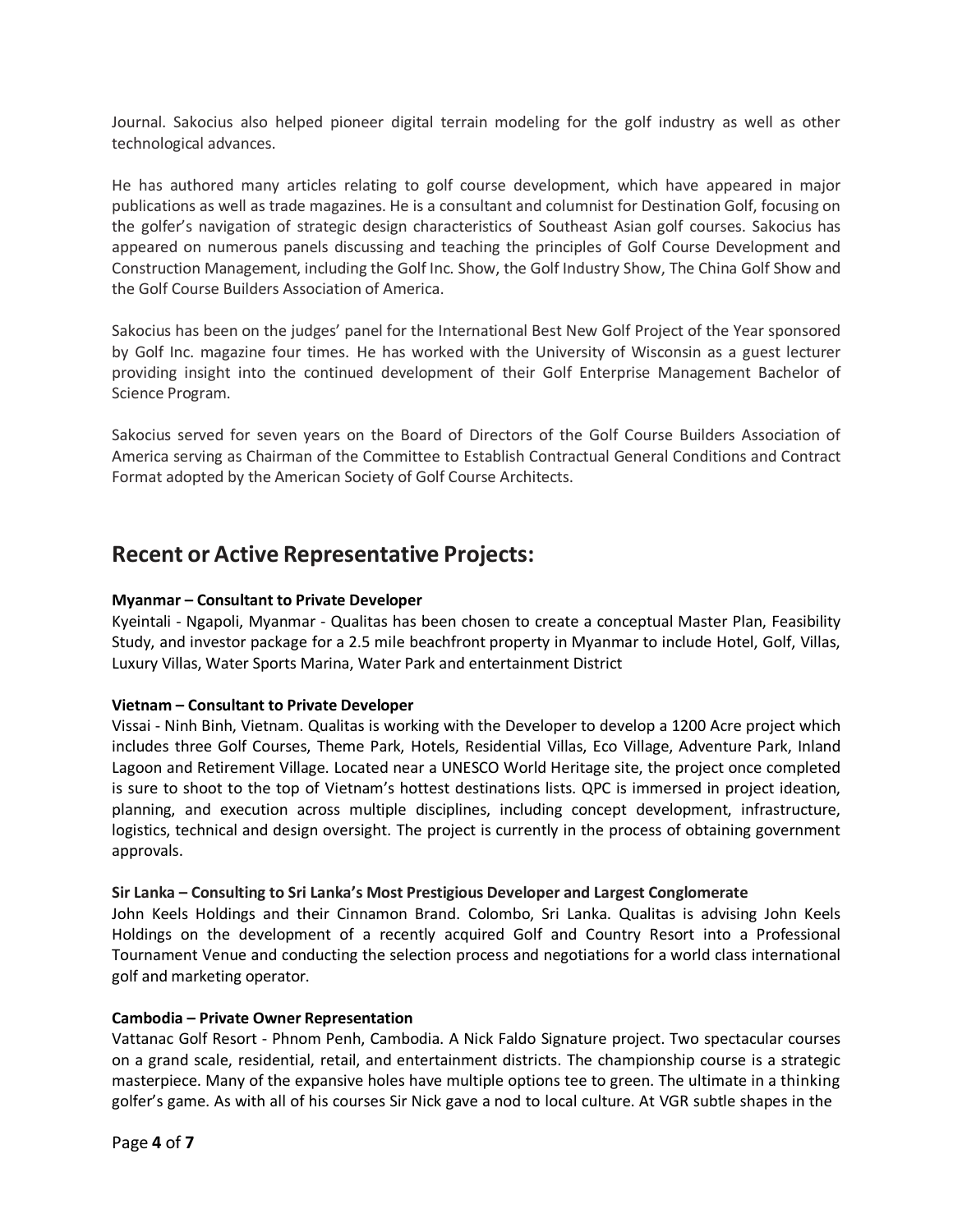Journal. Sakocius also helped pioneer digital terrain modeling for the golf industry as well as other technological advances.

He has authored many articles relating to golf course development, which have appeared in major publications as well as trade magazines. He is a consultant and columnist for Destination Golf, focusing on the golfer's navigation of strategic design characteristics of Southeast Asian golf courses. Sakocius has appeared on numerous panels discussing and teaching the principles of Golf Course Development and Construction Management, including the Golf Inc. Show, the Golf Industry Show, The China Golf Show and the Golf Course Builders Association of America.

Sakocius has been on the judges' panel for the International Best New Golf Project of the Year sponsored by Golf Inc. magazine four times. He has worked with the University of Wisconsin as a guest lecturer providing insight into the continued development of their Golf Enterprise Management Bachelor of Science Program.

Sakocius served for seven years on the Board of Directors of the Golf Course Builders Association of America serving as Chairman of the Committee to Establish Contractual General Conditions and Contract Format adopted by the American Society of Golf Course Architects.

## Recent or Active Representative Projects:

**Myanmar – Consultant to Private Developer**
Kyeintali - Ngapoli, Myanmar - Qualitas has been chosen to create a conceptual Master Plan, Feasibility Study, and investor package for a 2.5 mile beachfront property in Myanmar to include Hotel, Golf, Villas, Luxury Villas, Water Sports Marina, Water Park and entertainment District

**Vietnam – Consultant to Private Developer**
Vissai - Ninh Binh, Vietnam. Qualitas is working with the Developer to develop a 1200 Acre project which includes three Golf Courses, Theme Park, Hotels, Residential Villas, Eco Village, Adventure Park, Inland Lagoon and Retirement Village. Located near a UNESCO World Heritage site, the project once completed is sure to shoot to the top of Vietnam's hottest destinations lists. QPC is immersed in project ideation, planning, and execution across multiple disciplines, including concept development, infrastructure, logistics, technical and design oversight. The project is currently in the process of obtaining government approvals.

**Sir Lanka – Consulting to Sri Lanka's Most Prestigious Developer and Largest Conglomerate**
John Keels Holdings and their Cinnamon Brand. Colombo, Sri Lanka. Qualitas is advising John Keels Holdings on the development of a recently acquired Golf and Country Resort into a Professional Tournament Venue and conducting the selection process and negotiations for a world class international golf and marketing operator.

**Cambodia – Private Owner Representation**
Vattanac Golf Resort - Phnom Penh, Cambodia. A Nick Faldo Signature project. Two spectacular courses on a grand scale, residential, retail, and entertainment districts. The championship course is a strategic masterpiece. Many of the expansive holes have multiple options tee to green. The ultimate in a thinking golfer's game. As with all of his courses Sir Nick gave a nod to local culture. At VGR subtle shapes in the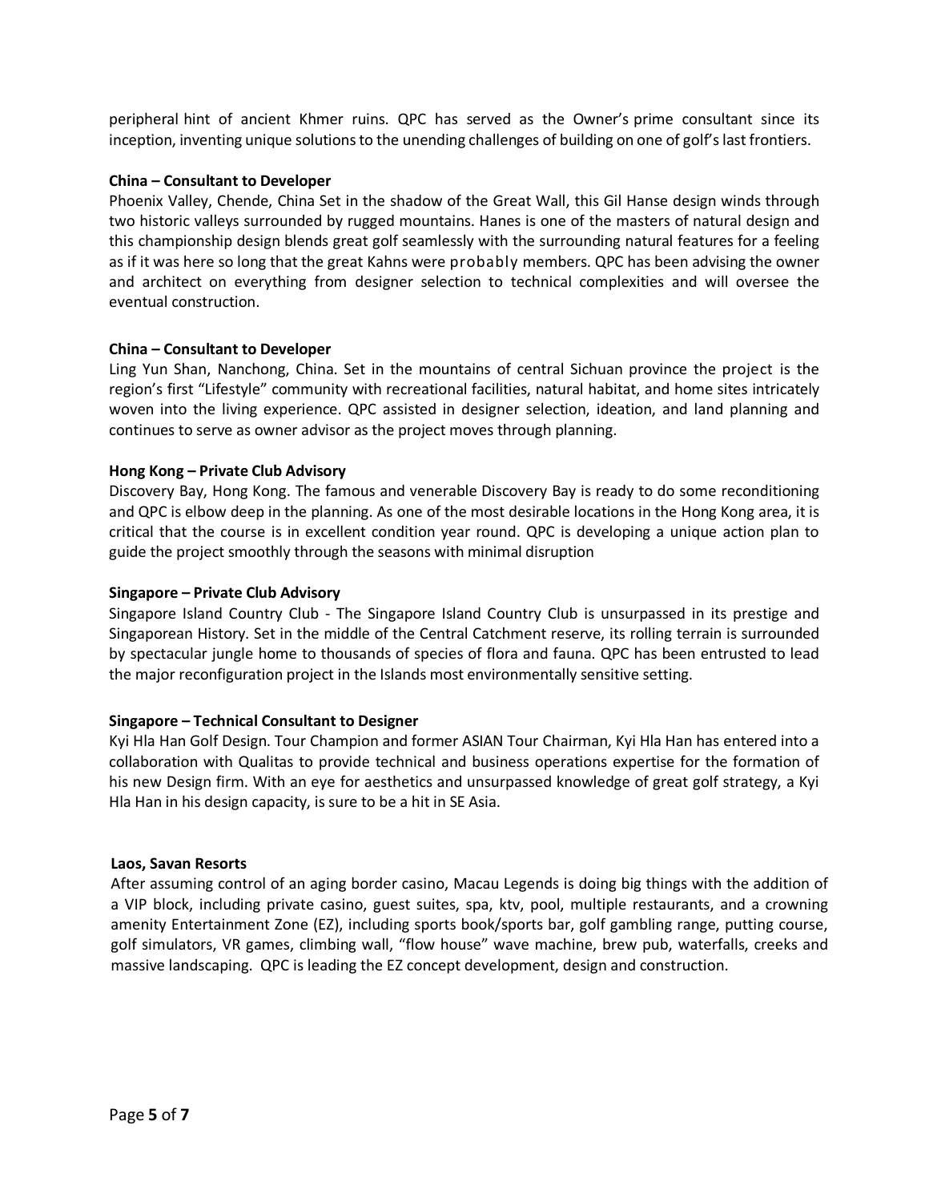peripheral hint of ancient Khmer ruins. QPC has served as the Owner's prime consultant since its inception, inventing unique solutions to the unending challenges of building on one of golf's last frontiers.

**China – Consultant to Developer**

Phoenix Valley, Chende, China Set in the shadow of the Great Wall, this Gil Hanse design winds through two historic valleys surrounded by rugged mountains. Hanes is one of the masters of natural design and this championship design blends great golf seamlessly with the surrounding natural features for a feeling as if it was here so long that the great Kahns were probably members. QPC has been advising the owner and architect on everything from designer selection to technical complexities and will oversee the eventual construction.

**China – Consultant to Developer**

Ling Yun Shan, Nanchong, China. Set in the mountains of central Sichuan province the project is the region's first "Lifestyle" community with recreational facilities, natural habitat, and home sites intricately woven into the living experience. QPC assisted in designer selection, ideation, and land planning and continues to serve as owner advisor as the project moves through planning.

**Hong Kong – Private Club Advisory**

Discovery Bay, Hong Kong. The famous and venerable Discovery Bay is ready to do some reconditioning and QPC is elbow deep in the planning. As one of the most desirable locations in the Hong Kong area, it is critical that the course is in excellent condition year round. QPC is developing a unique action plan to guide the project smoothly through the seasons with minimal disruption

**Singapore – Private Club Advisory**

Singapore Island Country Club - The Singapore Island Country Club is unsurpassed in its prestige and Singaporean History. Set in the middle of the Central Catchment reserve, its rolling terrain is surrounded by spectacular jungle home to thousands of species of flora and fauna. QPC has been entrusted to lead the major reconfiguration project in the Islands most environmentally sensitive setting.

**Singapore – Technical Consultant to Designer**

Kyi Hla Han Golf Design. Tour Champion and former ASIAN Tour Chairman, Kyi Hla Han has entered into a collaboration with Qualitas to provide technical and business operations expertise for the formation of his new Design firm. With an eye for aesthetics and unsurpassed knowledge of great golf strategy, a Kyi Hla Han in his design capacity, is sure to be a hit in SE Asia.

**Laos, Savan Resorts**

After assuming control of an aging border casino, Macau Legends is doing big things with the addition of a VIP block, including private casino, guest suites, spa, ktv, pool, multiple restaurants, and a crowning amenity Entertainment Zone (EZ), including sports book/sports bar, golf gambling range, putting course, golf simulators, VR games, climbing wall, "flow house" wave machine, brew pub, waterfalls, creeks and massive landscaping. QPC is leading the EZ concept development, design and construction.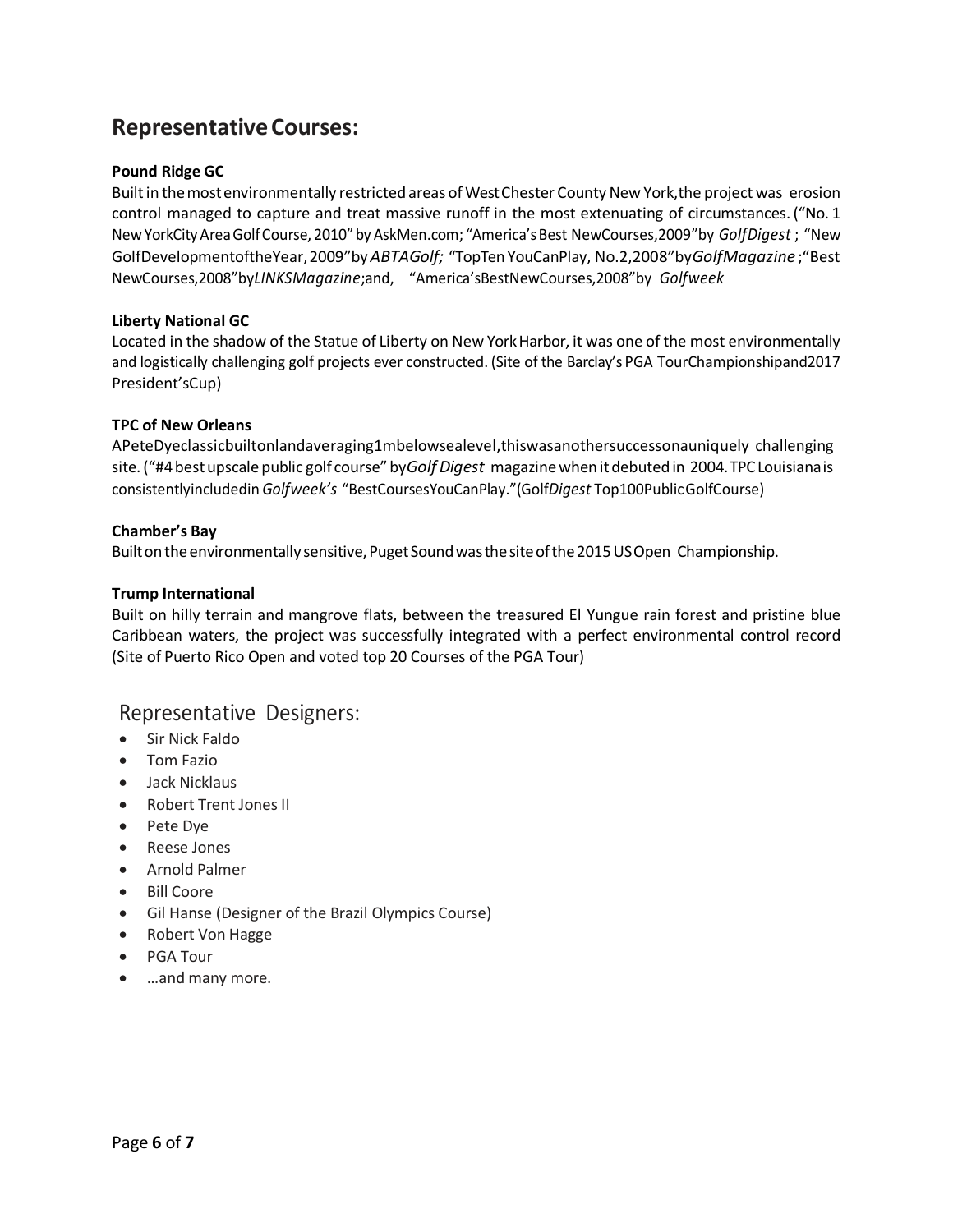## Representative Courses:

**Pound Ridge GC**
Built in the most environmentally restricted areas of West Chester County New York, the project was erosion control managed to capture and treat massive runoff in the most extenuating of circumstances. ("No. 1 New York City Area Golf Course, 2010" by AskMen.com; "America's Best New Courses, 2009" by *Golf Digest*; "New Golf Development of the Year, 2009" by *ABTAGolf;* "Top Ten You Can Play, No.2, 2008" by *Golf Magazine*; "Best New Courses, 2008" by *LINKS Magazine*; and, "America's Best New Courses, 2008" by *Golfweek*

**Liberty National GC**
Located in the shadow of the Statue of Liberty on New York Harbor, it was one of the most environmentally and logistically challenging golf projects ever constructed. (Site of the Barclay's PGA Tour Championship and 2017 President's Cup)

**TPC of New Orleans**
A Pete Dye classic built on land averaging 1m below sea level, this was another success on a uniquely challenging site. ("#4 best upscale public golf course" by *Golf Digest* magazine when it debuted in 2004. TPC Louisiana is consistently included in *Golfweek's* "Best Courses You Can Play." (Golf *Digest* Top 100 Public Golf Course)

**Chamber's Bay**
Built on the environmentally sensitive, Puget Sound was the site of the 2015 US Open Championship.

**Trump International**
Built on hilly terrain and mangrove flats, between the treasured El Yungue rain forest and pristine blue Caribbean waters, the project was successfully integrated with a perfect environmental control record (Site of Puerto Rico Open and voted top 20 Courses of the PGA Tour)

## Representative Designers:

- Sir Nick Faldo
- Tom Fazio
- Jack Nicklaus
- Robert Trent Jones II
- Pete Dye
- Reese Jones
- Arnold Palmer
- Bill Coore
- Gil Hanse (Designer of the Brazil Olympics Course)
- Robert Von Hagge
- PGA Tour
- …and many more.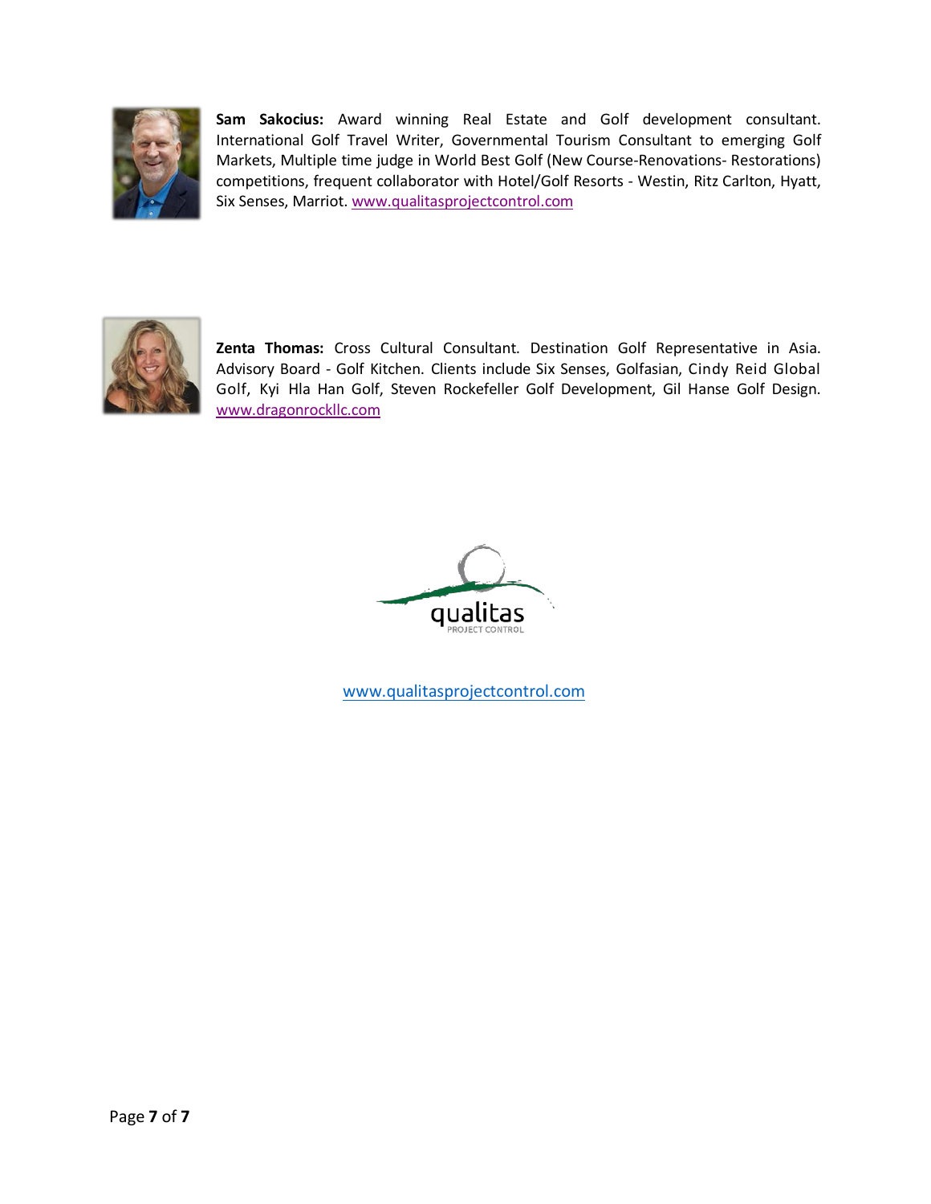**Sam Sakocius:** Award winning Real Estate and Golf development consultant. International Golf Travel Writer, Governmental Tourism Consultant to emerging Golf Markets, Multiple time judge in World Best Golf (New Course-Renovations- Restorations) competitions, frequent collaborator with Hotel/Golf Resorts - Westin, Ritz Carlton, Hyatt, Six Senses, Marriot. www.qualitasprojectcontrol.com

**Zenta Thomas:** Cross Cultural Consultant. Destination Golf Representative in Asia. Advisory Board - Golf Kitchen. Clients include Six Senses, Golfasian, Cindy Reid Global Golf, Kyi Hla Han Golf, Steven Rockefeller Golf Development, Gil Hanse Golf Design. www.dragonrockllc.com

qualitas
PROJECT CONTROL

www.qualitasprojectcontrol.com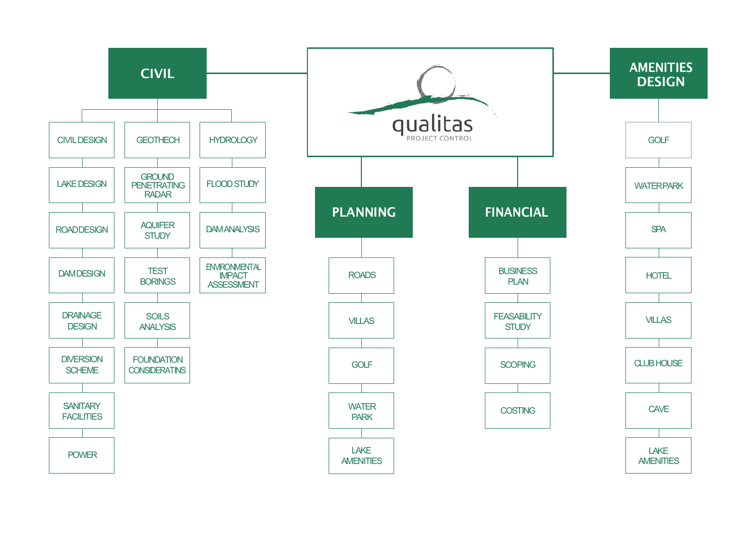qualitas
PROJECT CONTROL

## CIVIL

- CIVIL DESIGN
- LAKE DESIGN
- ROAD DESIGN
- DAM DESIGN
- DRAINAGE DESIGN
- DIVERSION SCHEME
- SANITARY FACILITIES
- POWER

- GEOTHECH
- GROUND PENETRATING RADAR
- AQUIFER STUDY
- TEST BORINGS
- SOILS ANALYSIS
- FOUNDATION CONSIDERATINS

- HYDROLOGY
- FLOOD STUDY
- DAM ANALYSIS
- ENVIRONMENTAL IMPACT ASSESSMENT

## PLANNING

- ROADS
- VILLAS
- GOLF
- WATER PARK
- LAKE AMENITIES

## FINANCIAL

- BUSINESS PLAN
- FEASABILITY STUDY
- SCOPING
- COSTING

## AMENITIES DESIGN

- GOLF
- WATERPARK
- SPA
- HOTEL
- VILLAS
- CLUB HOUSE
- CAVE
- LAKE AMENITIES